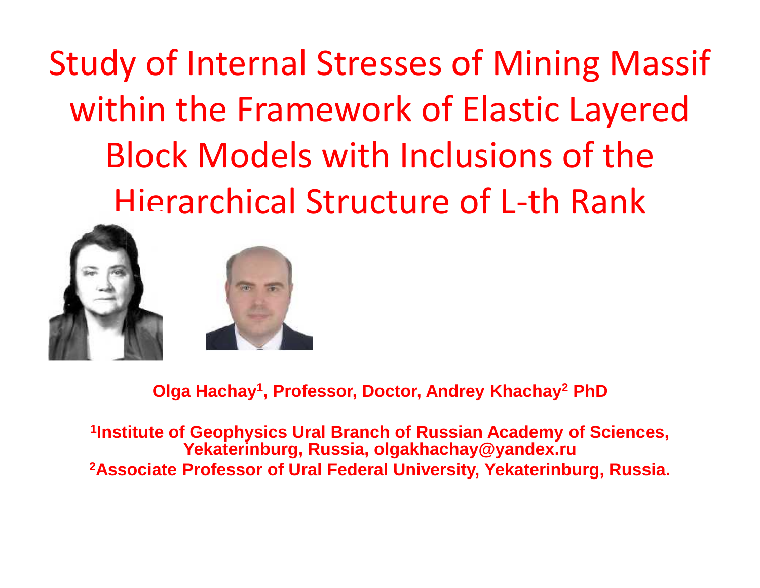# Study of Internal Stresses of Mining Massif within the Framework of Elastic Layered Block Models with Inclusions of the Hierarchical Structure of L-th Rank

**Olga Hachay[1], Professor, Doctor, Andrey Khachay[2] PhD**

**[1]Institute of Geophysics Ural Branch of Russian Academy of Sciences, Yekaterinburg, Russia, olgakhachay@yandex.ru**

**[2]Associate Professor of Ural Federal University, Yekaterinburg, Russia.**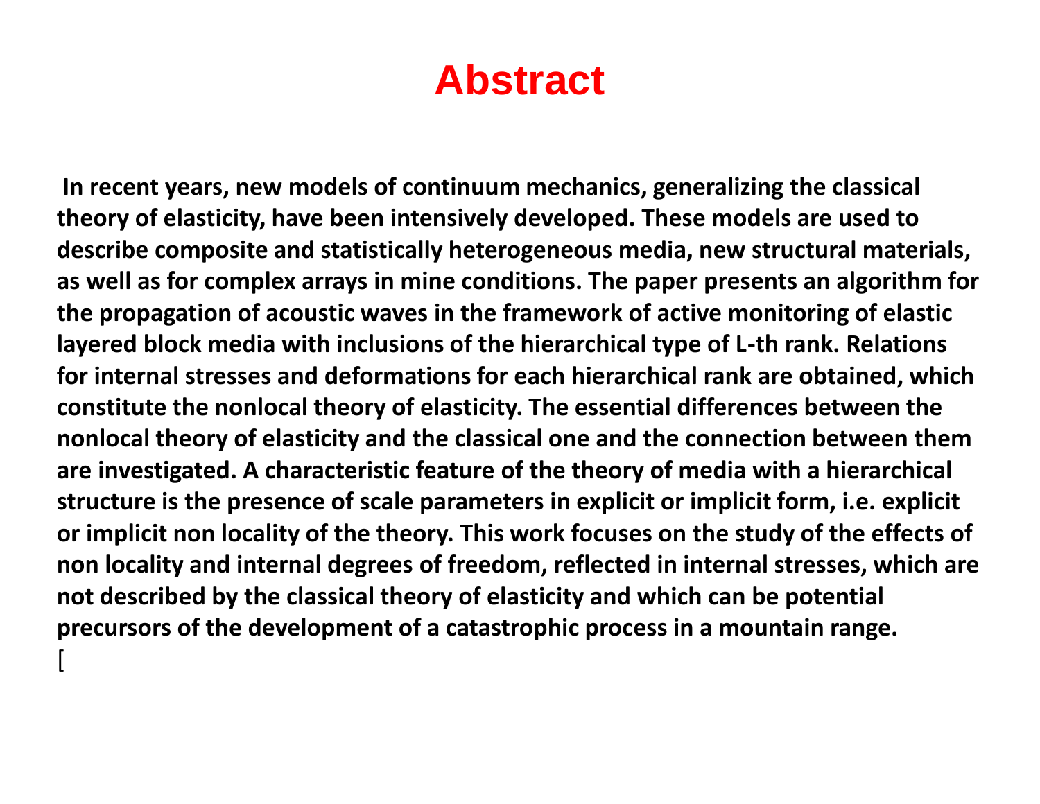# Abstract

**In recent years, new models of continuum mechanics, generalizing the classical theory of elasticity, have been intensively developed. These models are used to describe composite and statistically heterogeneous media, new structural materials, as well as for complex arrays in mine conditions. The paper presents an algorithm for the propagation of acoustic waves in the framework of active monitoring of elastic layered block media with inclusions of the hierarchical type of L-th rank. Relations for internal stresses and deformations for each hierarchical rank are obtained, which constitute the nonlocal theory of elasticity. The essential differences between the nonlocal theory of elasticity and the classical one and the connection between them are investigated. A characteristic feature of the theory of media with a hierarchical structure is the presence of scale parameters in explicit or implicit form, i.e. explicit or implicit non locality of the theory. This work focuses on the study of the effects of non locality and internal degrees of freedom, reflected in internal stresses, which are not described by the classical theory of elasticity and which can be potential precursors of the development of a catastrophic process in a mountain range.**

[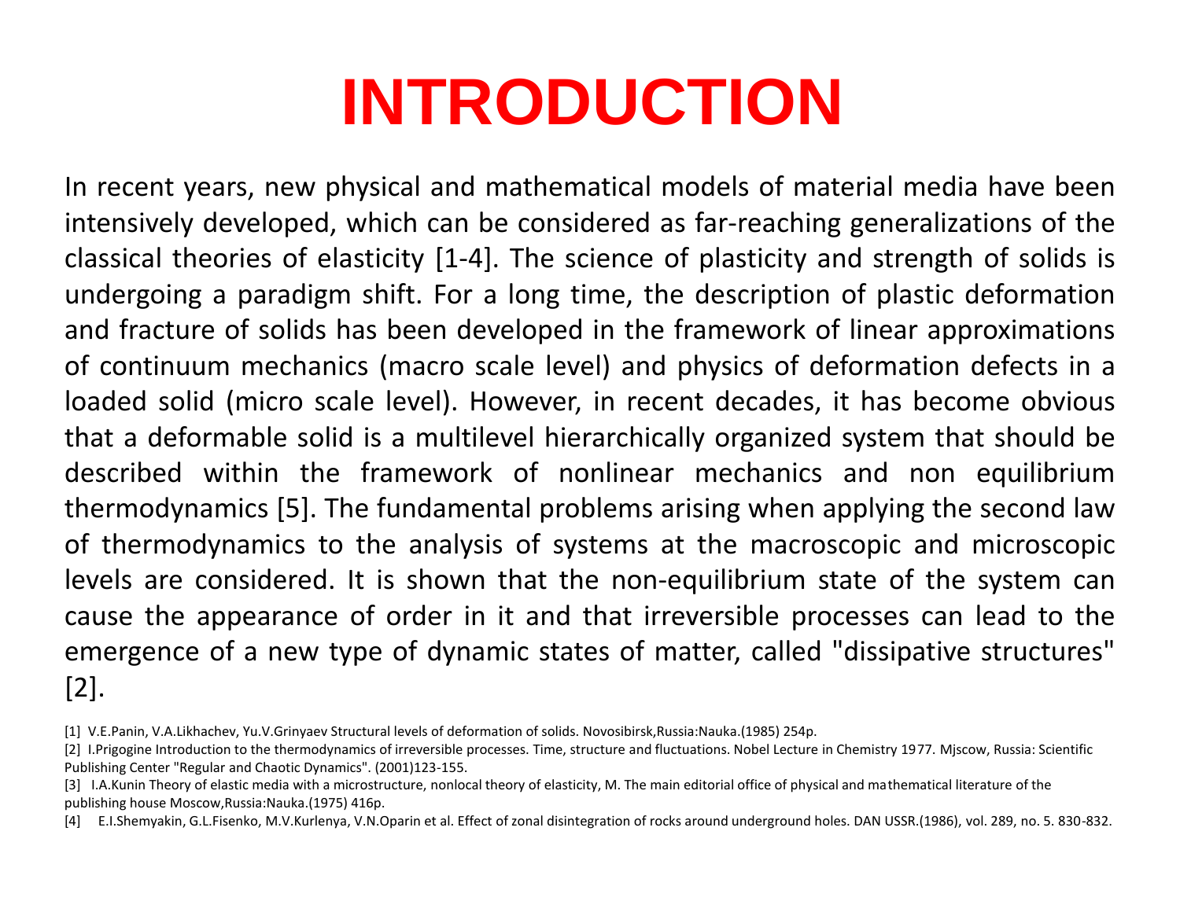# INTRODUCTION

In recent years, new physical and mathematical models of material media have been intensively developed, which can be considered as far-reaching generalizations of the classical theories of elasticity [1-4]. The science of plasticity and strength of solids is undergoing a paradigm shift. For a long time, the description of plastic deformation and fracture of solids has been developed in the framework of linear approximations of continuum mechanics (macro scale level) and physics of deformation defects in a loaded solid (micro scale level). However, in recent decades, it has become obvious that a deformable solid is a multilevel hierarchically organized system that should be described within the framework of nonlinear mechanics and non equilibrium thermodynamics [5]. The fundamental problems arising when applying the second law of thermodynamics to the analysis of systems at the macroscopic and microscopic levels are considered. It is shown that the non-equilibrium state of the system can cause the appearance of order in it and that irreversible processes can lead to the emergence of a new type of dynamic states of matter, called "dissipative structures" [2].

[1] V.E.Panin, V.A.Likhachev, Yu.V.Grinyaev Structural levels of deformation of solids. Novosibirsk,Russia:Nauka.(1985) 254p.

[2] I.Prigogine Introduction to the thermodynamics of irreversible processes. Time, structure and fluctuations. Nobel Lecture in Chemistry 1977. Mjscow, Russia: Scientific Publishing Center "Regular and Chaotic Dynamics". (2001)123-155.

[3] I.A.Kunin Theory of elastic media with a microstructure, nonlocal theory of elasticity, M. The main editorial office of physical and mathematical literature of the publishing house Moscow,Russia:Nauka.(1975) 416p.

[4] E.I.Shemyakin, G.L.Fisenko, M.V.Kurlenya, V.N.Oparin et al. Effect of zonal disintegration of rocks around underground holes. DAN USSR.(1986), vol. 289, no. 5. 830-832.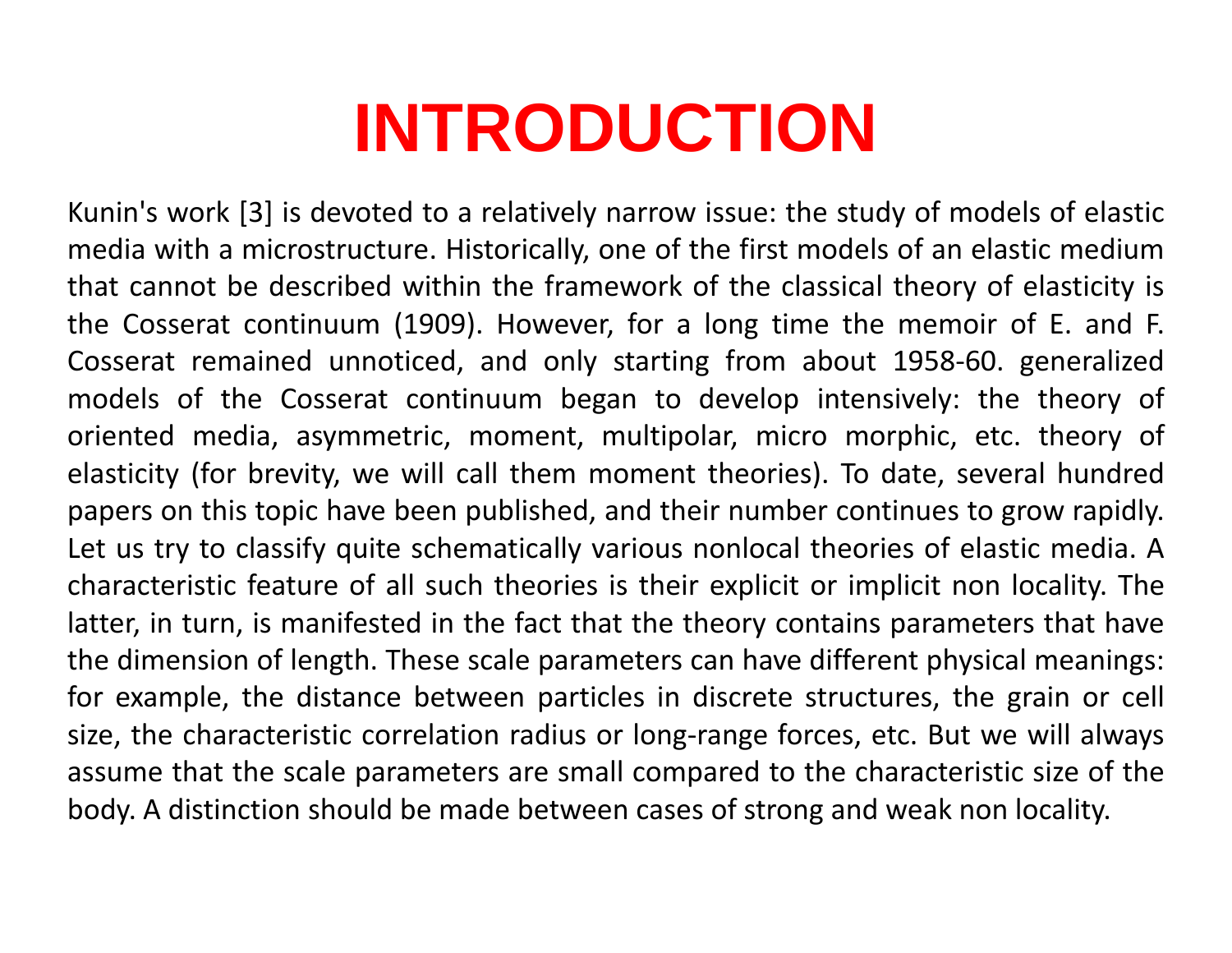# INTRODUCTION

Kunin's work [3] is devoted to a relatively narrow issue: the study of models of elastic media with a microstructure. Historically, one of the first models of an elastic medium that cannot be described within the framework of the classical theory of elasticity is the Cosserat continuum (1909). However, for a long time the memoir of E. and F. Cosserat remained unnoticed, and only starting from about 1958-60. generalized models of the Cosserat continuum began to develop intensively: the theory of oriented media, asymmetric, moment, multipolar, micro morphic, etc. theory of elasticity (for brevity, we will call them moment theories). To date, several hundred papers on this topic have been published, and their number continues to grow rapidly. Let us try to classify quite schematically various nonlocal theories of elastic media. A characteristic feature of all such theories is their explicit or implicit non locality. The latter, in turn, is manifested in the fact that the theory contains parameters that have the dimension of length. These scale parameters can have different physical meanings: for example, the distance between particles in discrete structures, the grain or cell size, the characteristic correlation radius or long-range forces, etc. But we will always assume that the scale parameters are small compared to the characteristic size of the body. A distinction should be made between cases of strong and weak non locality.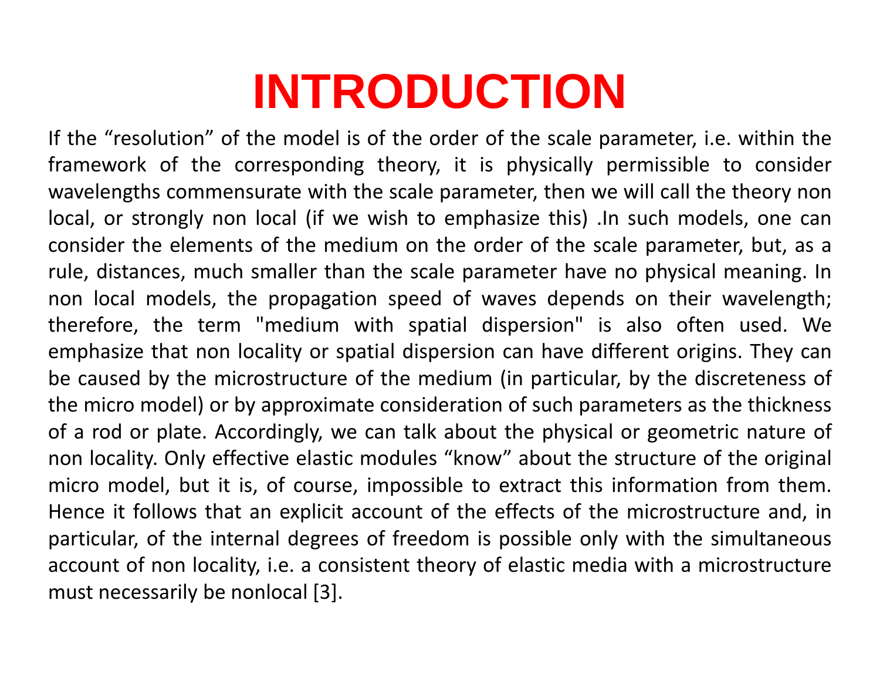# INTRODUCTION

If the “resolution” of the model is of the order of the scale parameter, i.e. within the framework of the corresponding theory, it is physically permissible to consider wavelengths commensurate with the scale parameter, then we will call the theory non local, or strongly non local (if we wish to emphasize this) .In such models, one can consider the elements of the medium on the order of the scale parameter, but, as a rule, distances, much smaller than the scale parameter have no physical meaning. In non local models, the propagation speed of waves depends on their wavelength; therefore, the term "medium with spatial dispersion" is also often used. We emphasize that non locality or spatial dispersion can have different origins. They can be caused by the microstructure of the medium (in particular, by the discreteness of the micro model) or by approximate consideration of such parameters as the thickness of a rod or plate. Accordingly, we can talk about the physical or geometric nature of non locality. Only effective elastic modules “know” about the structure of the original micro model, but it is, of course, impossible to extract this information from them. Hence it follows that an explicit account of the effects of the microstructure and, in particular, of the internal degrees of freedom is possible only with the simultaneous account of non locality, i.e. a consistent theory of elastic media with a microstructure must necessarily be nonlocal [3].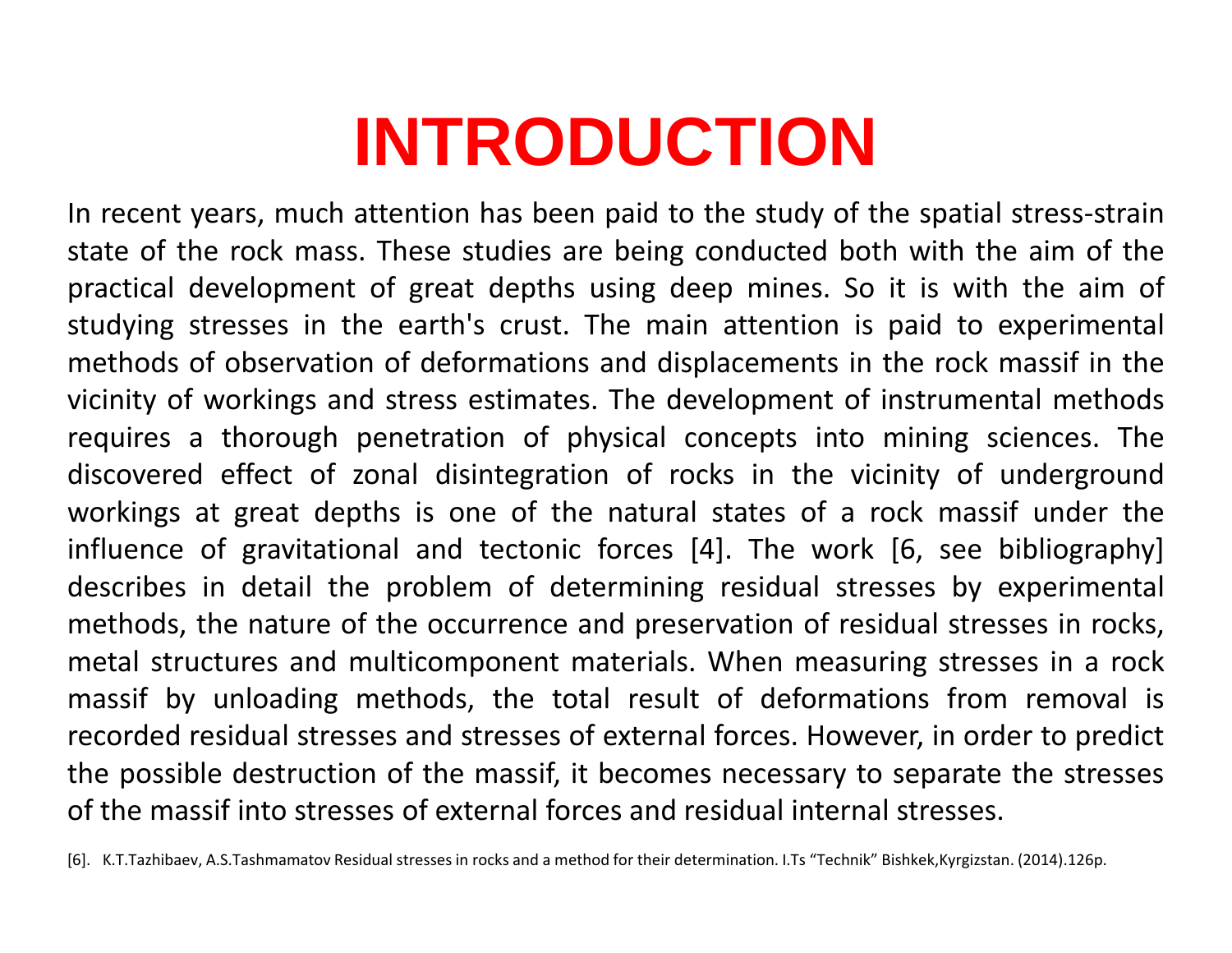# INTRODUCTION

In recent years, much attention has been paid to the study of the spatial stress-strain state of the rock mass. These studies are being conducted both with the aim of the practical development of great depths using deep mines. So it is with the aim of studying stresses in the earth's crust. The main attention is paid to experimental methods of observation of deformations and displacements in the rock massif in the vicinity of workings and stress estimates. The development of instrumental methods requires a thorough penetration of physical concepts into mining sciences. The discovered effect of zonal disintegration of rocks in the vicinity of underground workings at great depths is one of the natural states of a rock massif under the influence of gravitational and tectonic forces [4]. The work [6, see bibliography] describes in detail the problem of determining residual stresses by experimental methods, the nature of the occurrence and preservation of residual stresses in rocks, metal structures and multicomponent materials. When measuring stresses in a rock massif by unloading methods, the total result of deformations from removal is recorded residual stresses and stresses of external forces. However, in order to predict the possible destruction of the massif, it becomes necessary to separate the stresses of the massif into stresses of external forces and residual internal stresses.

[6]. K.T.Tazhibaev, A.S.Tashmamatov Residual stresses in rocks and a method for their determination. I.Ts "Technik" Bishkek,Kyrgizstan. (2014).126p.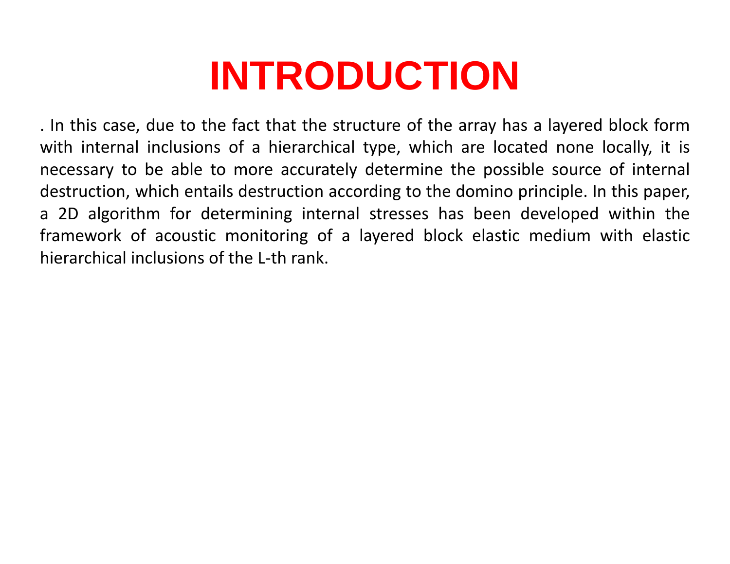# INTRODUCTION

. In this case, due to the fact that the structure of the array has a layered block form with internal inclusions of a hierarchical type, which are located none locally, it is necessary to be able to more accurately determine the possible source of internal destruction, which entails destruction according to the domino principle. In this paper, a 2D algorithm for determining internal stresses has been developed within the framework of acoustic monitoring of a layered block elastic medium with elastic hierarchical inclusions of the L-th rank.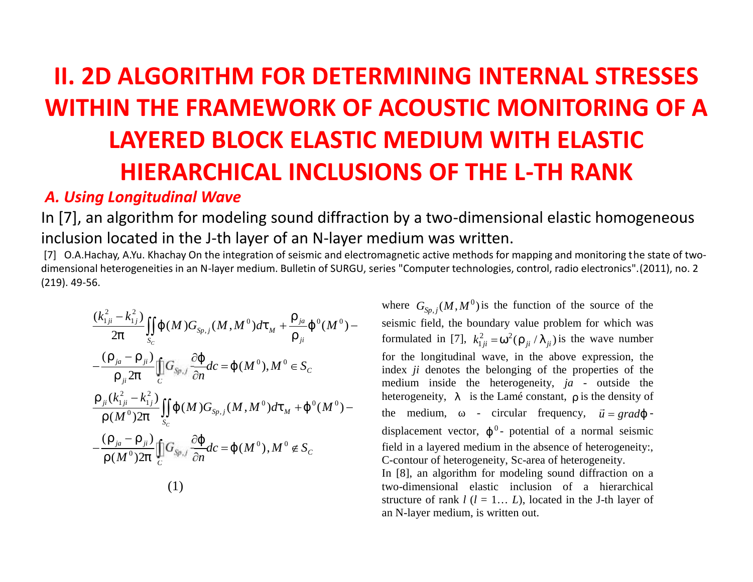# II. 2D ALGORITHM FOR DETERMINING INTERNAL STRESSES WITHIN THE FRAMEWORK OF ACOUSTIC MONITORING OF A LAYERED BLOCK ELASTIC MEDIUM WITH ELASTIC HIERARCHICAL INCLUSIONS OF THE L-TH RANK

### *A. Using Longitudinal Wave*

In [7], an algorithm for modeling sound diffraction by a two-dimensional elastic homogeneous inclusion located in the J-th layer of an N-layer medium was written.

[7] O.A.Hachay, A.Yu. Khachay On the integration of seismic and electromagnetic active methods for mapping and monitoring the state of two-dimensional heterogeneities in an N-layer medium. Bulletin of SURGU, series "Computer technologies, control, radio electronics".(2011), no. 2 (219). 49-56.

$$
\begin{aligned}
&\frac{(k_{1ji}^2 - k_{1j}^2)}{2\pi} \iint_{S_C} \varphi(M) G_{Sp,j}(M, M^0) d\tau_M + \frac{\rho_{ja}}{\rho_{ji}} \varphi^0(M^0) - \\
&-\frac{(\rho_{ja} - \rho_{ji})}{\rho_{ji} 2\pi} \oint_C G_{Sp,j} \frac{\partial \varphi}{\partial n} dc = \varphi(M^0), M^0 \in S_C \\
&\frac{\rho_{ji}(k_{1ji}^2 - k_{1j}^2)}{\rho(M^0) 2\pi} \iint_{S_C} \varphi(M) G_{Sp,j}(M, M^0) d\tau_M + \varphi^0(M^0) - \\
&-\frac{(\rho_{ja} - \rho_{ji})}{\rho(M^0) 2\pi} \oint_C G_{Sp,j} \frac{\partial \varphi}{\partial n} dc = \varphi(M^0), M^0 \notin S_C
\end{aligned}
\tag{1}
$$

where $G_{Sp,j}(M, M^0)$ is the function of the source of the seismic field, the boundary value problem for which was formulated in [7], $k_{1ji}^2 = \omega^2(\rho_{ji} / \lambda_{ji})$ is the wave number for the longitudinal wave, in the above expression, the index *ji* denotes the belonging of the properties of the medium inside the heterogeneity, *ja* - outside the heterogeneity, $\lambda$ is the Lamé constant, $\rho$ is the density of the medium, $\omega$ - circular frequency, $\vec{u} = grad\varphi$ - displacement vector, $\varphi^0$ - potential of a normal seismic field in a layered medium in the absence of heterogeneity:, C-contour of heterogeneity, Sc-area of heterogeneity.

In [8], an algorithm for modeling sound diffraction on a two-dimensional elastic inclusion of a hierarchical structure of rank $l$ ($l = 1\ldots L$), located in the J-th layer of an N-layer medium, is written out.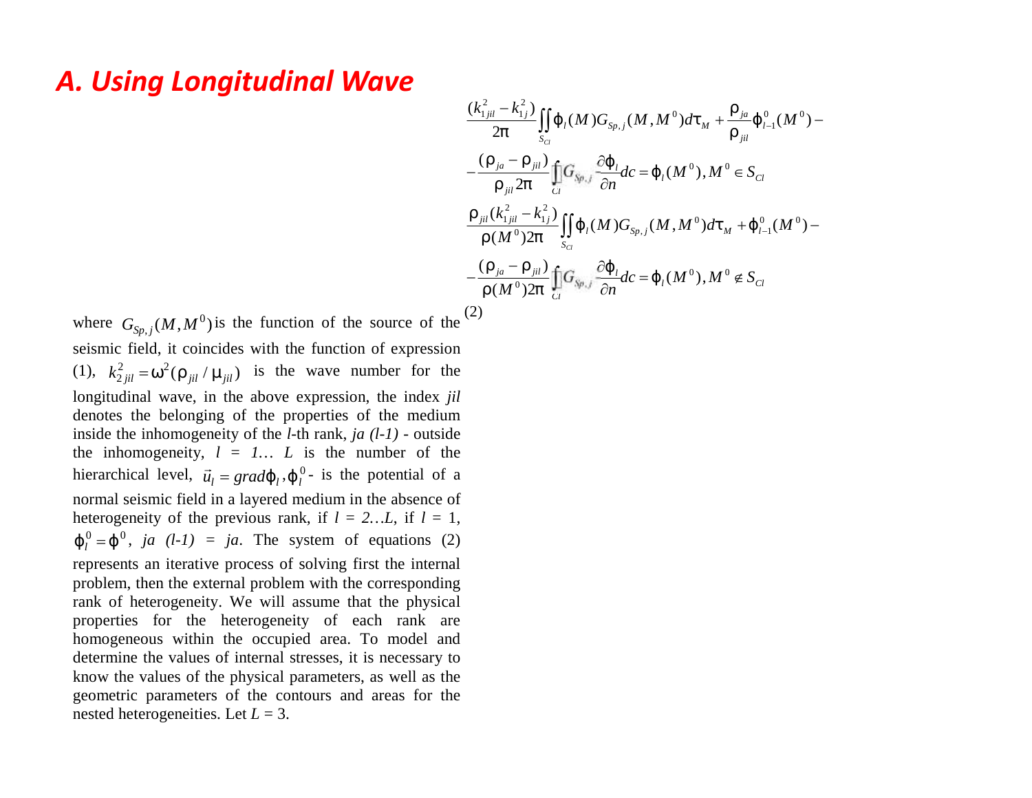## A. Using Longitudinal Wave

$$\frac{(k_{1jil}^2 - k_{1j}^2)}{2\pi}\iint_{S_{Cl}} \varphi_l(M) G_{Sp,j}(M, M^0) d\tau_M + \frac{\rho_{ja}}{\rho_{jil}}\varphi_{l-1}^0(M^0) -$$

$$-\frac{(\rho_{ja} - \rho_{jil})}{\rho_{jil} 2\pi}\oint_{Cl} G_{Sp,j}\frac{\partial \varphi_l}{\partial n} dc = \varphi_l(M^0), M^0 \in S_{Cl}$$

$$\frac{\rho_{jil}(k_{1jil}^2 - k_{1j}^2)}{\rho(M^0) 2\pi}\iint_{S_{Cl}} \varphi_l(M) G_{Sp,j}(M, M^0) d\tau_M + \varphi_{l-1}^0(M^0) -$$

$$-\frac{(\rho_{ja} - \rho_{jil})}{\rho(M^0) 2\pi}\oint_{Cl} G_{Sp,j}\frac{\partial \varphi_l}{\partial n} dc = \varphi_l(M^0), M^0 \notin S_{Cl} \quad (2)$$

where $G_{Sp,j}(M, M^0)$ is the function of the source of the seismic field, it coincides with the function of expression (1), $k_{2jil}^2 = \omega^2(\rho_{jil}/\mu_{jil})$ is the wave number for the longitudinal wave, in the above expression, the index *jil* denotes the belonging of the properties of the medium inside the inhomogeneity of the *l*-th rank, *ja (l-1)* - outside the inhomogeneity, $l = 1 \ldots L$ is the number of the hierarchical level, $\vec{u}_l = grad\varphi_l$, $\varphi_l^0$ - is the potential of a normal seismic field in a layered medium in the absence of heterogeneity of the previous rank, if $l = 2 \ldots L$, if $l = 1$, $\varphi_l^0 = \varphi^0$, *ja (l-1)* = *ja*. The system of equations (2) represents an iterative process of solving first the internal problem, then the external problem with the corresponding rank of heterogeneity. We will assume that the physical properties for the heterogeneity of each rank are homogeneous within the occupied area. To model and determine the values of internal stresses, it is necessary to know the values of the physical parameters, as well as the geometric parameters of the contours and areas for the nested heterogeneities. Let $L = 3$.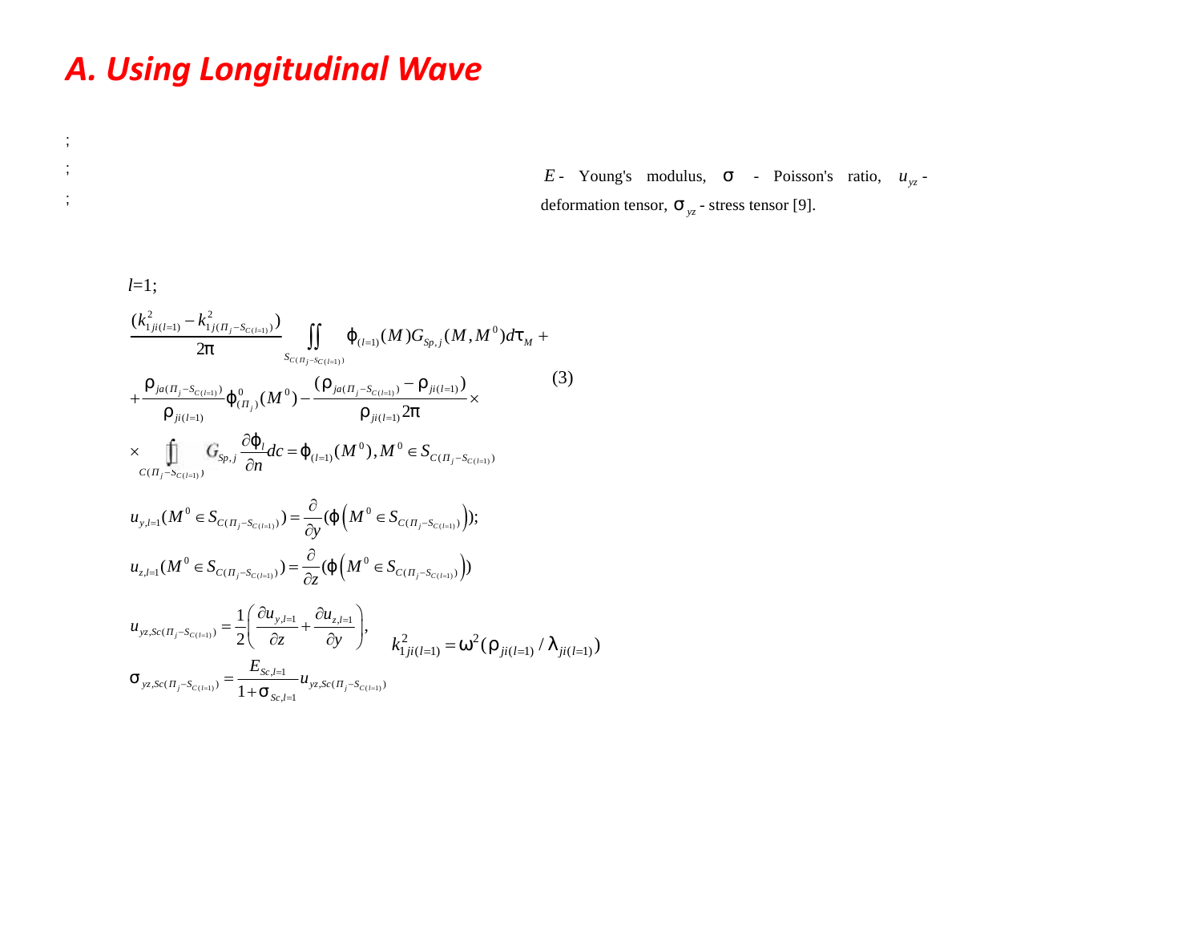# A. Using Longitudinal Wave

;

;

;

$E$ - Young's modulus, $\sigma$ - Poisson's ratio, $u_{yz}$ - deformation tensor, $\sigma_{yz}$ - stress tensor [9].

$l$=1;

$$\frac{(k_{1ji(l=1)}^{2}-k_{1j(\Pi_j-S_{C(l=1)})}^{2})}{2\pi}\iint\limits_{S_{C(\Pi_j-S_{C(l=1)})}}\varphi_{(l=1)}(M)G_{Sp,j}(M,M^0)d\tau_M+$$

$$+\frac{\rho_{ja(\Pi_j-S_{C(l=1)})}}{\rho_{ji(l=1)}}\varphi_{(\Pi_j)}^{0}(M^0)-\frac{(\rho_{ja(\Pi_j-S_{C(l=1)})}-\rho_{ji(l=1)})}{\rho_{ji(l=1)}2\pi}\times \tag{3}$$

$$\times\oint\limits_{C(\Pi_j-S_{C(l=1)})}G_{Sp,j}\frac{\partial\varphi_l}{\partial n}dc=\varphi_{(l=1)}(M^0),\, M^0\in S_{C(\Pi_j-S_{C(l=1)})}$$

$$u_{y,l=1}(M^0\in S_{C(\Pi_j-S_{C(l=1)})})=\frac{\partial}{\partial y}(\varphi\left(M^0\in S_{C(\Pi_j-S_{C(l=1)})}\right));$$

$$u_{z,l=1}(M^0\in S_{C(\Pi_j-S_{C(l=1)})})=\frac{\partial}{\partial z}(\varphi\left(M^0\in S_{C(\Pi_j-S_{C(l=1)})}\right))$$

$$u_{yz,Sc(\Pi_j-S_{C(l=1)})}=\frac{1}{2}\left(\frac{\partial u_{y,l=1}}{\partial z}+\frac{\partial u_{z,l=1}}{\partial y}\right),\qquad k_{1ji(l=1)}^{2}=\omega^2(\rho_{ji(l=1)}/\lambda_{ji(l=1)})$$

$$\sigma_{yz,Sc(\Pi_j-S_{C(l=1)})}=\frac{E_{Sc,l=1}}{1+\sigma_{Sc,l=1}}u_{yz,Sc(\Pi_j-S_{C(l=1)})}$$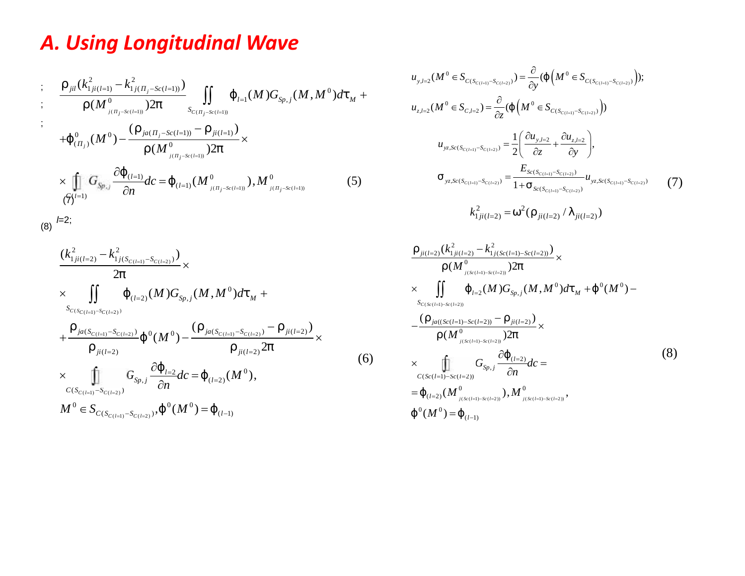## A. Using Longitudinal Wave

;
;
;

$$\frac{\rho_{jil}(k^2_{1ji(l=1)} - k^2_{1j(\Pi_j - Sc(l=1))})}{\rho(M^0_{j(\Pi_j - Sc(l=1))})2\pi} \iint\limits_{S_{C(\Pi_j - Sc(l=1))}} \phi_{l=1}(M) G_{Sp,j}(M, M^0) d\tau_M +$$

$$+\phi^0_{(\Pi_j)}(M^0) - \frac{(\rho_{ja(\Pi_j - Sc(l=1))} - \rho_{ji(l=1)})}{\rho(M^0_{j(\Pi_j - Sc(l=1))})2\pi} \times$$

$$\times \oint\limits_{C(l=1)} G_{Sp,j} \frac{\partial \phi_{(l=1)}}{\partial n} dc = \phi_{(l=1)}(M^0_{j(\Pi_j - Sc(l=1))}), M^0_{j(\Pi_j - Sc(l=1))} \qquad (5)$$

(7)

(8) $l$=2;

$$\frac{(k^2_{1ji(l=2)} - k^2_{1j(S_{C(l=1)} - S_{C(l=2)})})}{2\pi} \times$$

$$\times \iint\limits_{S_{C(S_{C(l=1)} - S_{C(l=2)})}} \phi_{(l=2)}(M) G_{Sp,j}(M, M^0) d\tau_M +$$

$$+\frac{\rho_{ja(S_{C(l=1)} - S_{C(l=2)})}}{\rho_{ji(l=2)}} \phi^0(M^0) - \frac{(\rho_{ja(S_{C(l=1)} - S_{C(l=2)})} - \rho_{ji(l=2)})}{\rho_{ji(l=2)} 2\pi} \times \qquad (6)$$

$$\times \oint\limits_{C(S_{C(l=1)} - S_{C(l=2)})} G_{Sp,j} \frac{\partial \phi_{l=2}}{\partial n} dc = \phi_{(l=2)}(M^0),$$

$$M^0 \in S_{C(S_{C(l=1)} - S_{C(l=2)})}, \phi^0(M^0) = \phi_{(l-1)}$$

$$u_{y,l=2}(M^0 \in S_{C(S_{C(l=1)} - S_{C(l=2)})}) = \frac{\partial}{\partial y}(\phi(M^0 \in S_{C(S_{C(l=1)} - S_{C(l=2)})}));$$

$$u_{z,l=2}(M^0 \in S_{C,l=2}) = \frac{\partial}{\partial z}(\phi(M^0 \in S_{C(S_{C(l=1)} - S_{C(l=2)})}))$$

$$u_{yz,Sc(S_{C(l=1)} - S_{C(l=2)})} = \frac{1}{2}\left(\frac{\partial u_{y,l=2}}{\partial z} + \frac{\partial u_{z,l=2}}{\partial y}\right),$$

$$\sigma_{yz,Sc(S_{C(l=1)} - S_{C(l=2)})} = \frac{E_{Sc(S_{C(l=1)} - S_{C(l=2)})}}{1 + \sigma_{Sc(S_{C(l=1)} - S_{C(l=2)})}} u_{yz,Sc(S_{C(l=1)} - S_{C(l=2)})} \qquad (7)$$

$$k^2_{1ji(l=2)} = \omega^2(\rho_{ji(l=2)} / \lambda_{ji(l=2)})$$

$$\frac{\rho_{ji(l=2)}(k^2_{1ji(l=2)} - k^2_{1j(Sc(l=1) - Sc(l=2))})}{\rho(M^0_{j(Sc(l=1) - Sc(l=2))})2\pi} \times$$

$$\times \iint\limits_{S_{C(Sc(l=1) - Sc(l=2))}} \phi_{l=2}(M) G_{Sp,j}(M, M^0) d\tau_M + \phi^0(M^0) -$$

$$-\frac{(\rho_{ja((Sc(l=1) - Sc(l=2))} - \rho_{ji(l=2)})}{\rho(M^0_{j(Sc(l=1) - Sc(l=2))})2\pi} \times \qquad (8)$$

$$\times \oint\limits_{C(Sc(l=1) - Sc(l=2))} G_{Sp,j} \frac{\partial \phi_{(l=2)}}{\partial n} dc =$$

$$= \phi_{(l=2)}(M^0_{j(Sc(l=1) - Sc(l=2))}), M^0_{j(Sc(l=1) - Sc(l=2))},$$

$$\phi^0(M^0) = \phi_{(l-1)}$$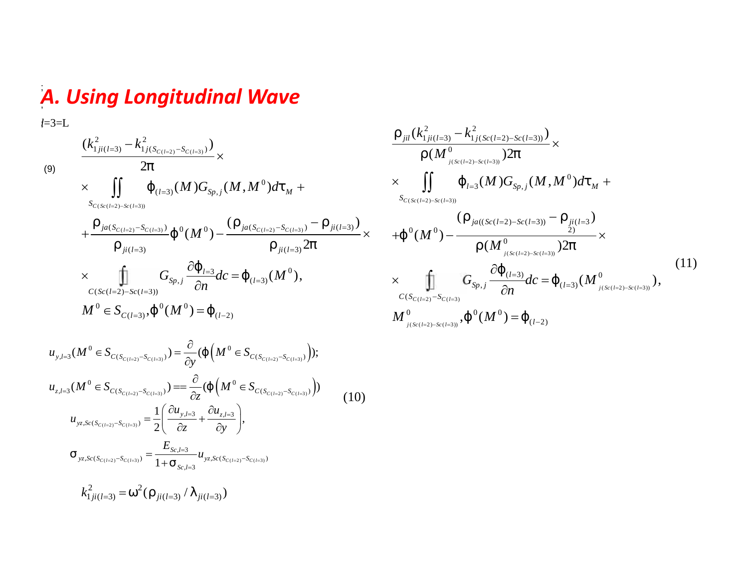## A. Using Longitudinal Wave

$l$=3=L

$$
\begin{aligned}
&\frac{(k^2_{1ji(l=3)} - k^2_{1j(S_{C(l=2)} - S_{C(l=3)})})}{2\pi} \times \\
&\times \iint\limits_{S_{C(Sc(l=2)-Sc(l=3))}} \varphi_{(l=3)}(M) G_{Sp,j}(M, M^0) d\tau_M + \\
&+ \frac{\rho_{ja(S_{C(l=2)} - S_{C(l=3)})}}{\rho_{ji(l=3)}} \varphi^0(M^0) - \frac{(\rho_{ja(S_{C(l=2)} - S_{C(l=3)})} - \rho_{ji(l=3)})}{\rho_{ji(l=3)} 2\pi} \times \\
&\times \oint\limits_{C(Sc(l=2)-Sc(l=3))} G_{Sp,j} \frac{\partial \varphi_{l=3}}{\partial n} dc = \varphi_{(l=3)}(M^0), \\
&M^0 \in S_{C(l=3)}, \varphi^0(M^0) = \varphi_{(l-2)}
\end{aligned}
\tag{9}
$$

$$
\begin{aligned}
&u_{y,l=3}(M^0 \in S_{C(S_{C(l=2)} - S_{C(l=3)})}) = \frac{\partial}{\partial y}(\varphi\left(M^0 \in S_{C(S_{C(l=2)} - S_{C(l=3)})}\right)); \\
&u_{z,l=3}(M^0 \in S_{C(S_{C(l=2)} - S_{C(l=3)})}) == \frac{\partial}{\partial z}(\varphi\left(M^0 \in S_{C(S_{C(l=2)} - S_{C(l=3)})}\right)) \\
&\quad u_{yz,Sc(S_{C(l=2)} - S_{C(l=3)})} = \frac{1}{2}\left(\frac{\partial u_{y,l=3}}{\partial z} + \frac{\partial u_{z,l=3}}{\partial y}\right), \\
&\quad \sigma_{yz,Sc(S_{C(l=2)} - S_{C(l=3)})} = \frac{E_{Sc,l=3}}{1 + \sigma_{Sc,l=3}} u_{yz,Sc(S_{C(l=2)} - S_{C(l=3)})} \\
&\quad k^2_{1ji(l=3)} = \omega^2(\rho_{ji(l=3)} / \lambda_{ji(l=3)})
\end{aligned}
\tag{10}
$$

$$
\begin{aligned}
&\frac{\rho_{jil}(k^2_{1ji(l=3)} - k^2_{1j(Sc(l=2)-Sc(l=3))})}{\rho(M^0_{j(Sc(l=2)-Sc(l=3))}) 2\pi} \times \\
&\times \iint\limits_{S_{C(Sc(l=2)-Sc(l=3))}} \varphi_{l=3}(M) G_{Sp,j}(M, M^0) d\tau_M + \\
&+ \varphi^0(M^0) - \frac{(\rho_{ja((Sc(l=2)-Sc(l=3))} - \rho_{ji(l=3 \, 2)})}{\rho(M^0_{j(Sc(l=2)-Sc(l=3))}) 2\pi} \times \\
&\times \oint\limits_{C(S_{C(l=2)} - S_{C(l=3)})} G_{Sp,j} \frac{\partial \varphi_{(l=3)}}{\partial n} dc = \varphi_{(l=3)}(M^0_{j(Sc(l=2)-Sc(l=3))}), \\
&M^0_{j(Sc(l=2)-Sc(l=3))}, \varphi^0(M^0) = \varphi_{(l-2)}
\end{aligned}
\tag{11}
$$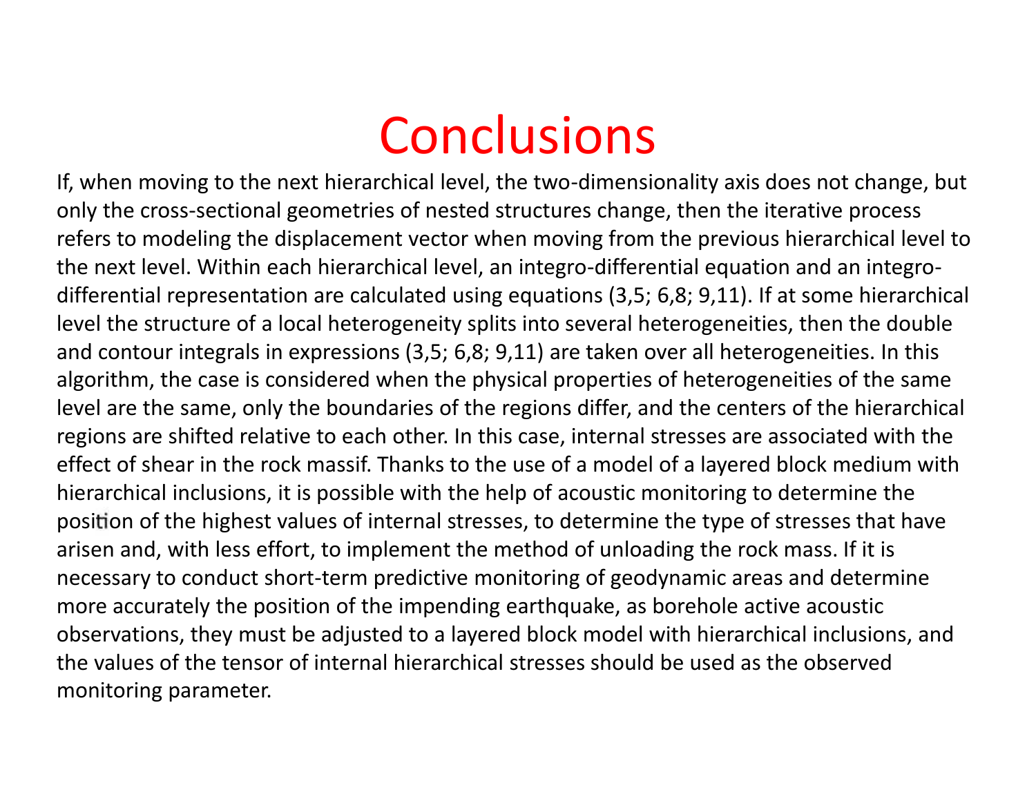# Conclusions

If, when moving to the next hierarchical level, the two-dimensionality axis does not change, but only the cross-sectional geometries of nested structures change, then the iterative process refers to modeling the displacement vector when moving from the previous hierarchical level to the next level. Within each hierarchical level, an integro-differential equation and an integro-differential representation are calculated using equations (3,5; 6,8; 9,11). If at some hierarchical level the structure of a local heterogeneity splits into several heterogeneities, then the double and contour integrals in expressions (3,5; 6,8; 9,11) are taken over all heterogeneities. In this algorithm, the case is considered when the physical properties of heterogeneities of the same level are the same, only the boundaries of the regions differ, and the centers of the hierarchical regions are shifted relative to each other. In this case, internal stresses are associated with the effect of shear in the rock massif. Thanks to the use of a model of a layered block medium with hierarchical inclusions, it is possible with the help of acoustic monitoring to determine the position of the highest values of internal stresses, to determine the type of stresses that have arisen and, with less effort, to implement the method of unloading the rock mass. If it is necessary to conduct short-term predictive monitoring of geodynamic areas and determine more accurately the position of the impending earthquake, as borehole active acoustic observations, they must be adjusted to a layered block model with hierarchical inclusions, and the values of the tensor of internal hierarchical stresses should be used as the observed monitoring parameter.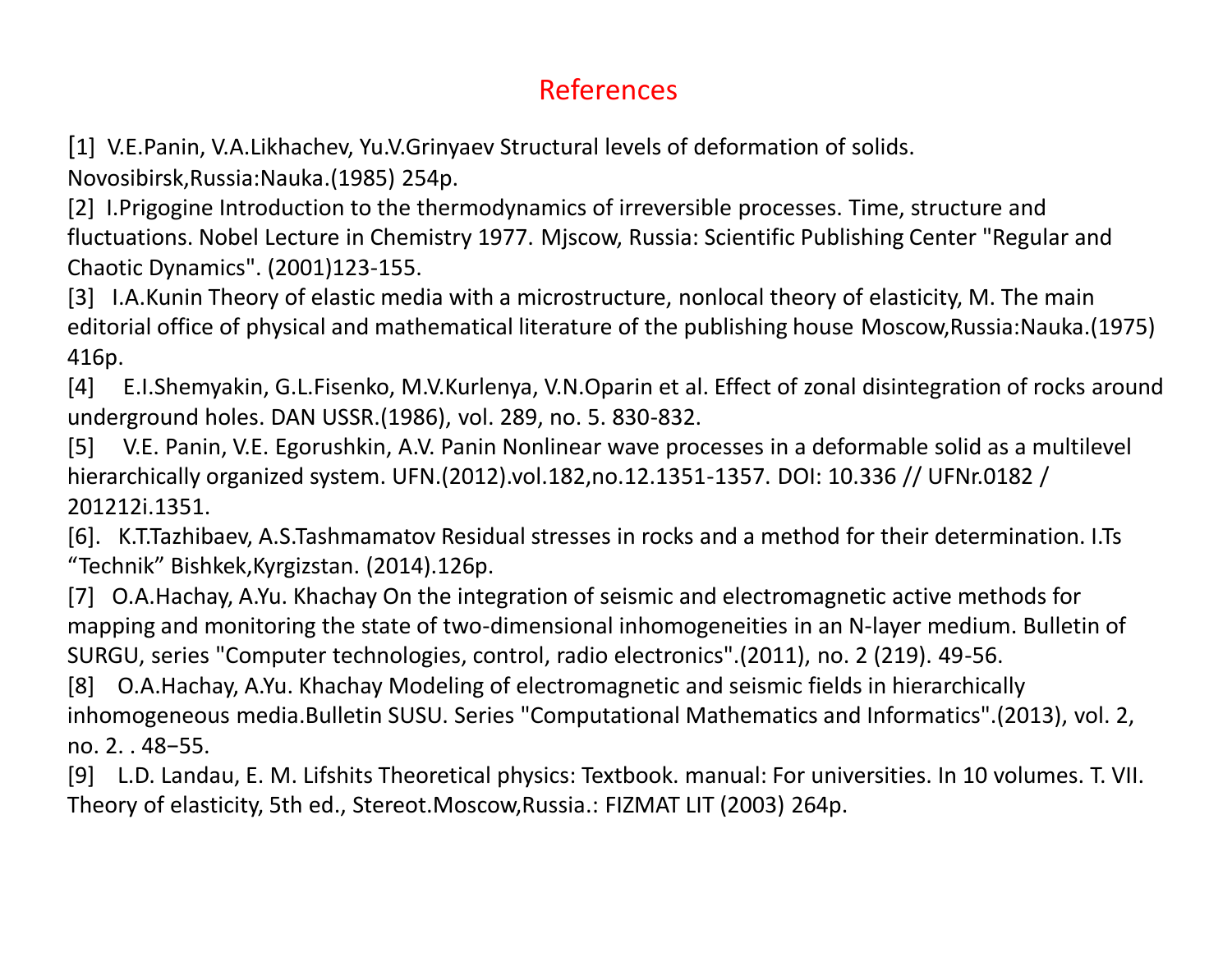# References

[1] V.E.Panin, V.A.Likhachev, Yu.V.Grinyaev Structural levels of deformation of solids. Novosibirsk,Russia:Nauka.(1985) 254p.

[2] I.Prigogine Introduction to the thermodynamics of irreversible processes. Time, structure and fluctuations. Nobel Lecture in Chemistry 1977. Mjscow, Russia: Scientific Publishing Center "Regular and Chaotic Dynamics". (2001)123-155.

[3] I.A.Kunin Theory of elastic media with a microstructure, nonlocal theory of elasticity, M. The main editorial office of physical and mathematical literature of the publishing house Moscow,Russia:Nauka.(1975) 416p.

[4] E.I.Shemyakin, G.L.Fisenko, M.V.Kurlenya, V.N.Oparin et al. Effect of zonal disintegration of rocks around underground holes. DAN USSR.(1986), vol. 289, no. 5. 830-832.

[5] V.E. Panin, V.E. Egorushkin, A.V. Panin Nonlinear wave processes in a deformable solid as a multilevel hierarchically organized system. UFN.(2012).vol.182,no.12.1351-1357. DOI: 10.336 // UFNr.0182 / 201212i.1351.

[6]. K.T.Tazhibaev, A.S.Tashmamatov Residual stresses in rocks and a method for their determination. I.Ts “Technik” Bishkek,Kyrgizstan. (2014).126p.

[7] O.A.Hachay, A.Yu. Khachay On the integration of seismic and electromagnetic active methods for mapping and monitoring the state of two-dimensional inhomogeneities in an N-layer medium. Bulletin of SURGU, series "Computer technologies, control, radio electronics".(2011), no. 2 (219). 49-56.

[8] O.A.Hachay, A.Yu. Khachay Modeling of electromagnetic and seismic fields in hierarchically inhomogeneous media.Bulletin SUSU. Series "Computational Mathematics and Informatics".(2013), vol. 2, no. 2. . 48−55.

[9] L.D. Landau, E. M. Lifshits Theoretical physics: Textbook. manual: For universities. In 10 volumes. T. VII. Theory of elasticity, 5th ed., Stereot.Moscow,Russia.: FIZMAT LIT (2003) 264p.